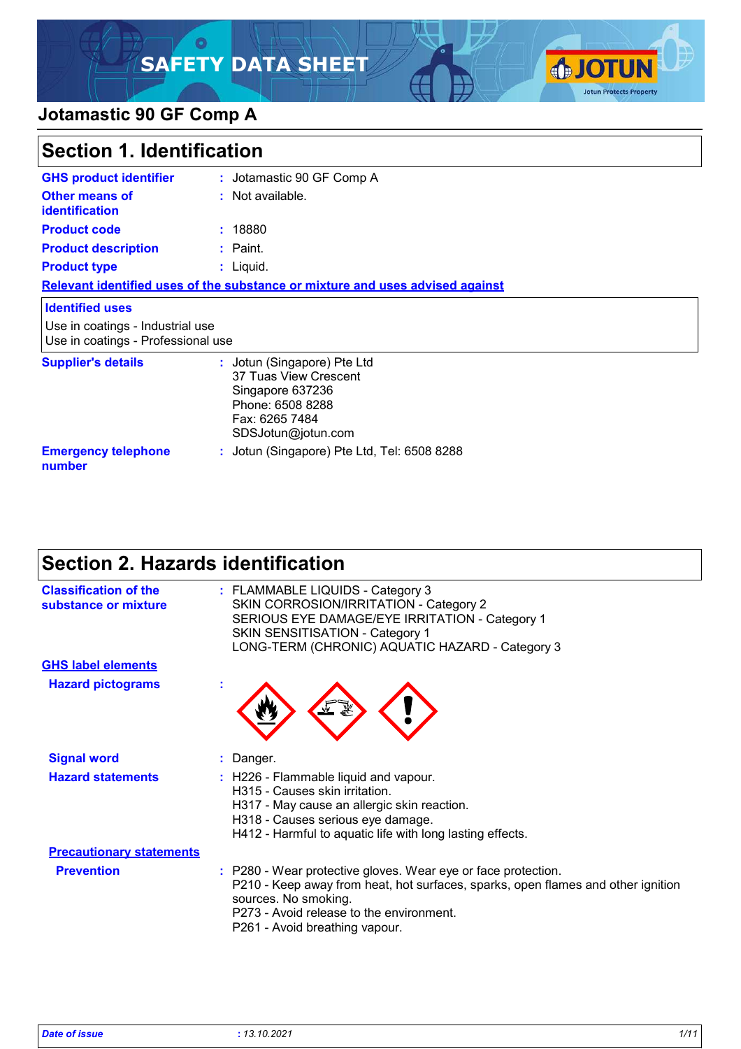# SAFETY DATA SHEET

## Jotamastic 90 GF Comp A

## Section 1. Identification

**GHS product identifier** : Jotamastic 90 GF Comp A

**Other means of identification** : Not available.

**Product code** : 18880

**Product description** : Paint.

**Product type** : Liquid.

**Relevant identified uses of the substance or mixture and uses advised against**

**Identified uses**

Use in coatings - Industrial use
Use in coatings - Professional use

**Supplier's details** : Jotun (Singapore) Pte Ltd
37 Tuas View Crescent
Singapore 637236
Phone: 6508 8288
Fax: 6265 7484
SDSJotun@jotun.com

**Emergency telephone number** : Jotun (Singapore) Pte Ltd, Tel: 6508 8288

## Section 2. Hazards identification

**Classification of the substance or mixture** : FLAMMABLE LIQUIDS - Category 3
SKIN CORROSION/IRRITATION - Category 2
SERIOUS EYE DAMAGE/EYE IRRITATION - Category 1
SKIN SENSITISATION - Category 1
LONG-TERM (CHRONIC) AQUATIC HAZARD - Category 3

**GHS label elements**

**Hazard pictograms** :

**Signal word** : Danger.

**Hazard statements** : H226 - Flammable liquid and vapour.
H315 - Causes skin irritation.
H317 - May cause an allergic skin reaction.
H318 - Causes serious eye damage.
H412 - Harmful to aquatic life with long lasting effects.

**Precautionary statements**

**Prevention** : P280 - Wear protective gloves. Wear eye or face protection.
P210 - Keep away from heat, hot surfaces, sparks, open flames and other ignition sources. No smoking.
P273 - Avoid release to the environment.
P261 - Avoid breathing vapour.

*Date of issue* : *13.10.2021*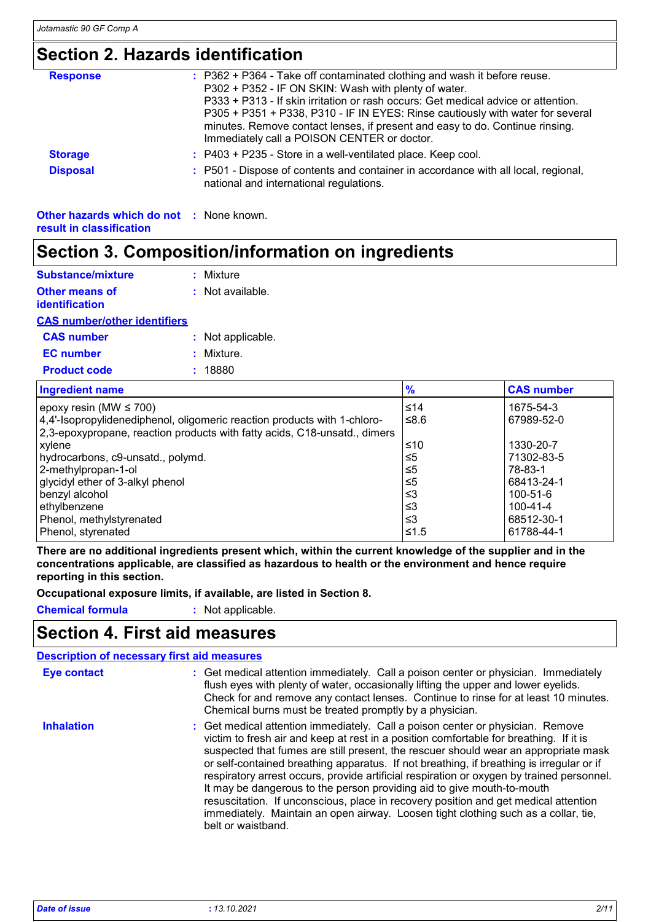## Section 2. Hazards identification

**Response** : P362 + P364 - Take off contaminated clothing and wash it before reuse.
P302 + P352 - IF ON SKIN: Wash with plenty of water.
P333 + P313 - If skin irritation or rash occurs: Get medical advice or attention.
P305 + P351 + P338, P310 - IF IN EYES: Rinse cautiously with water for several minutes. Remove contact lenses, if present and easy to do. Continue rinsing. Immediately call a POISON CENTER or doctor.

**Storage** : P403 + P235 - Store in a well-ventilated place. Keep cool.

**Disposal** : P501 - Dispose of contents and container in accordance with all local, regional, national and international regulations.

**Other hazards which do not result in classification** : None known.

## Section 3. Composition/information on ingredients

**Substance/mixture** : Mixture

**Other means of identification** : Not available.

**CAS number/other identifiers**

**CAS number** : Not applicable.

**EC number** : Mixture.

**Product code** : 18880

| Ingredient name | % | CAS number |
|---|---|---|
| epoxy resin (MW ≤ 700) | ≤14 | 1675-54-3 |
| 4,4'-Isopropylidenediphenol, oligomeric reaction products with 1-chloro-2,3-epoxypropane, reaction products with fatty acids, C18-unsatd., dimers | ≤8.6 | 67989-52-0 |
| xylene | ≤10 | 1330-20-7 |
| hydrocarbons, c9-unsatd., polymd. | ≤5 | 71302-83-5 |
| 2-methylpropan-1-ol | ≤5 | 78-83-1 |
| glycidyl ether of 3-alkyl phenol | ≤5 | 68413-24-1 |
| benzyl alcohol | ≤3 | 100-51-6 |
| ethylbenzene | ≤3 | 100-41-4 |
| Phenol, methylstyrenated | ≤3 | 68512-30-1 |
| Phenol, styrenated | ≤1.5 | 61788-44-1 |

**There are no additional ingredients present which, within the current knowledge of the supplier and in the concentrations applicable, are classified as hazardous to health or the environment and hence require reporting in this section.**

**Occupational exposure limits, if available, are listed in Section 8.**

**Chemical formula** : Not applicable.

## Section 4. First aid measures

**Description of necessary first aid measures**

**Eye contact** : Get medical attention immediately. Call a poison center or physician. Immediately flush eyes with plenty of water, occasionally lifting the upper and lower eyelids. Check for and remove any contact lenses. Continue to rinse for at least 10 minutes. Chemical burns must be treated promptly by a physician.

**Inhalation** : Get medical attention immediately. Call a poison center or physician. Remove victim to fresh air and keep at rest in a position comfortable for breathing. If it is suspected that fumes are still present, the rescuer should wear an appropriate mask or self-contained breathing apparatus. If not breathing, if breathing is irregular or if respiratory arrest occurs, provide artificial respiration or oxygen by trained personnel. It may be dangerous to the person providing aid to give mouth-to-mouth resuscitation. If unconscious, place in recovery position and get medical attention immediately. Maintain an open airway. Loosen tight clothing such as a collar, tie, belt or waistband.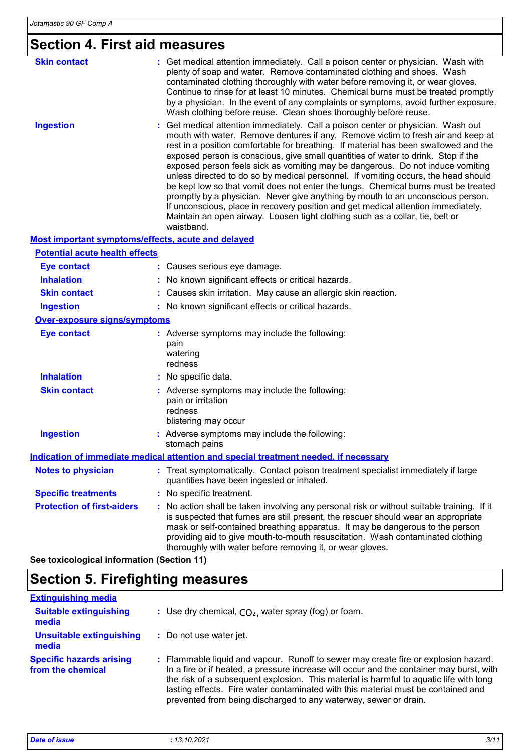# Section 4. First aid measures

**Skin contact** : Get medical attention immediately. Call a poison center or physician. Wash with plenty of soap and water. Remove contaminated clothing and shoes. Wash contaminated clothing thoroughly with water before removing it, or wear gloves. Continue to rinse for at least 10 minutes. Chemical burns must be treated promptly by a physician. In the event of any complaints or symptoms, avoid further exposure. Wash clothing before reuse. Clean shoes thoroughly before reuse.

**Ingestion** : Get medical attention immediately. Call a poison center or physician. Wash out mouth with water. Remove dentures if any. Remove victim to fresh air and keep at rest in a position comfortable for breathing. If material has been swallowed and the exposed person is conscious, give small quantities of water to drink. Stop if the exposed person feels sick as vomiting may be dangerous. Do not induce vomiting unless directed to do so by medical personnel. If vomiting occurs, the head should be kept low so that vomit does not enter the lungs. Chemical burns must be treated promptly by a physician. Never give anything by mouth to an unconscious person. If unconscious, place in recovery position and get medical attention immediately. Maintain an open airway. Loosen tight clothing such as a collar, tie, belt or waistband.

## Most important symptoms/effects, acute and delayed

### Potential acute health effects

**Eye contact** : Causes serious eye damage.

**Inhalation** : No known significant effects or critical hazards.

**Skin contact** : Causes skin irritation. May cause an allergic skin reaction.

**Ingestion** : No known significant effects or critical hazards.

### Over-exposure signs/symptoms

**Eye contact** : Adverse symptoms may include the following:
pain
watering
redness

**Inhalation** : No specific data.

**Skin contact** : Adverse symptoms may include the following:
pain or irritation
redness
blistering may occur

**Ingestion** : Adverse symptoms may include the following:
stomach pains

## Indication of immediate medical attention and special treatment needed, if necessary

**Notes to physician** : Treat symptomatically. Contact poison treatment specialist immediately if large quantities have been ingested or inhaled.

**Specific treatments** : No specific treatment.

**Protection of first-aiders** : No action shall be taken involving any personal risk or without suitable training. If it is suspected that fumes are still present, the rescuer should wear an appropriate mask or self-contained breathing apparatus. It may be dangerous to the person providing aid to give mouth-to-mouth resuscitation. Wash contaminated clothing thoroughly with water before removing it, or wear gloves.

**See toxicological information (Section 11)**

# Section 5. Firefighting measures

## Extinguishing media

**Suitable extinguishing media** : Use dry chemical, $CO_2$, water spray (fog) or foam.

**Unsuitable extinguishing media** : Do not use water jet.

**Specific hazards arising from the chemical** : Flammable liquid and vapour. Runoff to sewer may create fire or explosion hazard. In a fire or if heated, a pressure increase will occur and the container may burst, with the risk of a subsequent explosion. This material is harmful to aquatic life with long lasting effects. Fire water contaminated with this material must be contained and prevented from being discharged to any waterway, sewer or drain.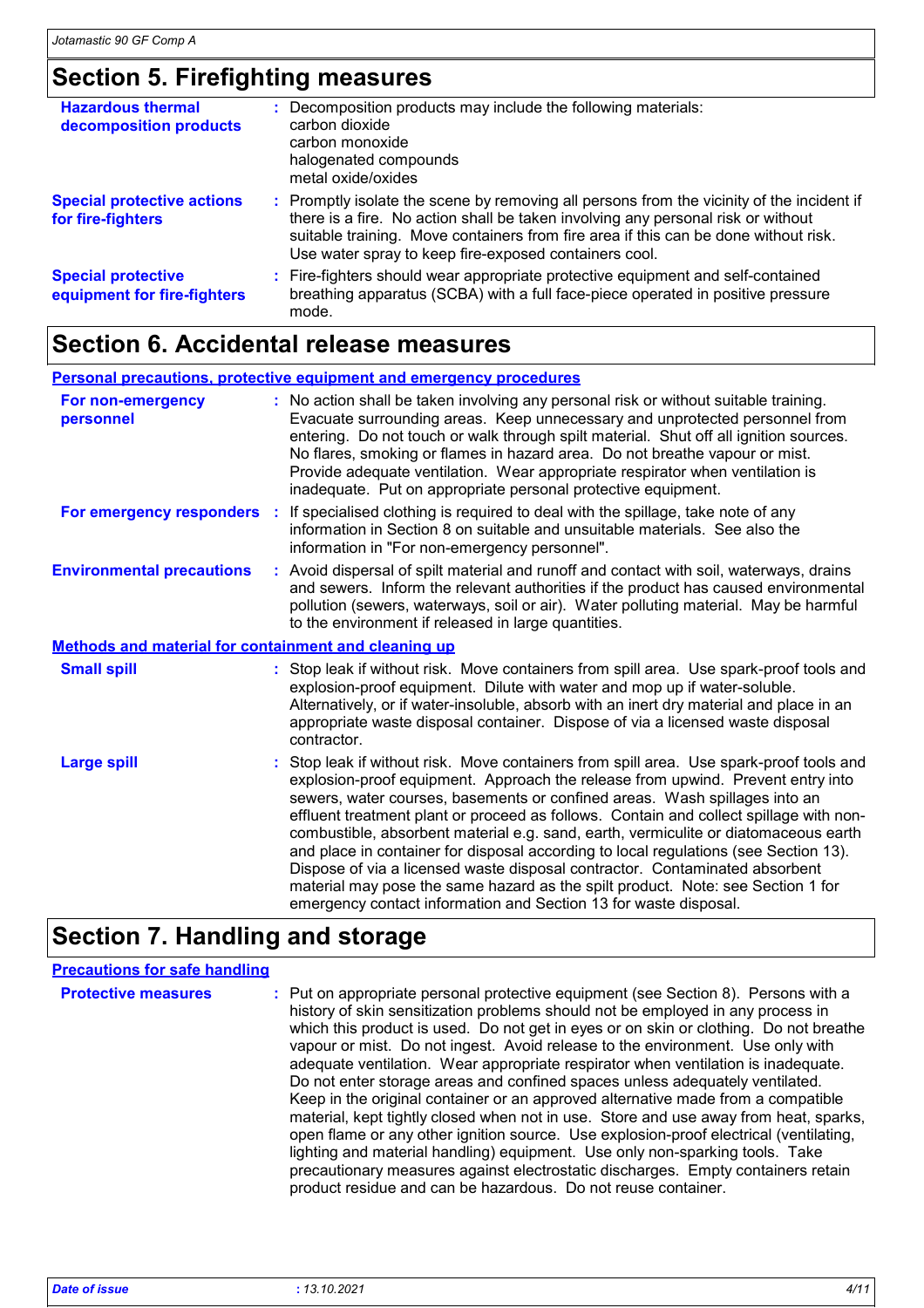## Section 5. Firefighting measures

**Hazardous thermal decomposition products** : Decomposition products may include the following materials:
carbon dioxide
carbon monoxide
halogenated compounds
metal oxide/oxides

**Special protective actions for fire-fighters** : Promptly isolate the scene by removing all persons from the vicinity of the incident if there is a fire. No action shall be taken involving any personal risk or without suitable training. Move containers from fire area if this can be done without risk. Use water spray to keep fire-exposed containers cool.

**Special protective equipment for fire-fighters** : Fire-fighters should wear appropriate protective equipment and self-contained breathing apparatus (SCBA) with a full face-piece operated in positive pressure mode.

## Section 6. Accidental release measures

### Personal precautions, protective equipment and emergency procedures

**For non-emergency personnel** : No action shall be taken involving any personal risk or without suitable training. Evacuate surrounding areas. Keep unnecessary and unprotected personnel from entering. Do not touch or walk through spilt material. Shut off all ignition sources. No flares, smoking or flames in hazard area. Do not breathe vapour or mist. Provide adequate ventilation. Wear appropriate respirator when ventilation is inadequate. Put on appropriate personal protective equipment.

**For emergency responders** : If specialised clothing is required to deal with the spillage, take note of any information in Section 8 on suitable and unsuitable materials. See also the information in "For non-emergency personnel".

**Environmental precautions** : Avoid dispersal of spilt material and runoff and contact with soil, waterways, drains and sewers. Inform the relevant authorities if the product has caused environmental pollution (sewers, waterways, soil or air). Water polluting material. May be harmful to the environment if released in large quantities.

### Methods and material for containment and cleaning up

**Small spill** : Stop leak if without risk. Move containers from spill area. Use spark-proof tools and explosion-proof equipment. Dilute with water and mop up if water-soluble. Alternatively, or if water-insoluble, absorb with an inert dry material and place in an appropriate waste disposal container. Dispose of via a licensed waste disposal contractor.

**Large spill** : Stop leak if without risk. Move containers from spill area. Use spark-proof tools and explosion-proof equipment. Approach the release from upwind. Prevent entry into sewers, water courses, basements or confined areas. Wash spillages into an effluent treatment plant or proceed as follows. Contain and collect spillage with non-combustible, absorbent material e.g. sand, earth, vermiculite or diatomaceous earth and place in container for disposal according to local regulations (see Section 13). Dispose of via a licensed waste disposal contractor. Contaminated absorbent material may pose the same hazard as the spilt product. Note: see Section 1 for emergency contact information and Section 13 for waste disposal.

## Section 7. Handling and storage

### Precautions for safe handling

**Protective measures** : Put on appropriate personal protective equipment (see Section 8). Persons with a history of skin sensitization problems should not be employed in any process in which this product is used. Do not get in eyes or on skin or clothing. Do not breathe vapour or mist. Do not ingest. Avoid release to the environment. Use only with adequate ventilation. Wear appropriate respirator when ventilation is inadequate. Do not enter storage areas and confined spaces unless adequately ventilated. Keep in the original container or an approved alternative made from a compatible material, kept tightly closed when not in use. Store and use away from heat, sparks, open flame or any other ignition source. Use explosion-proof electrical (ventilating, lighting and material handling) equipment. Use only non-sparking tools. Take precautionary measures against electrostatic discharges. Empty containers retain product residue and can be hazardous. Do not reuse container.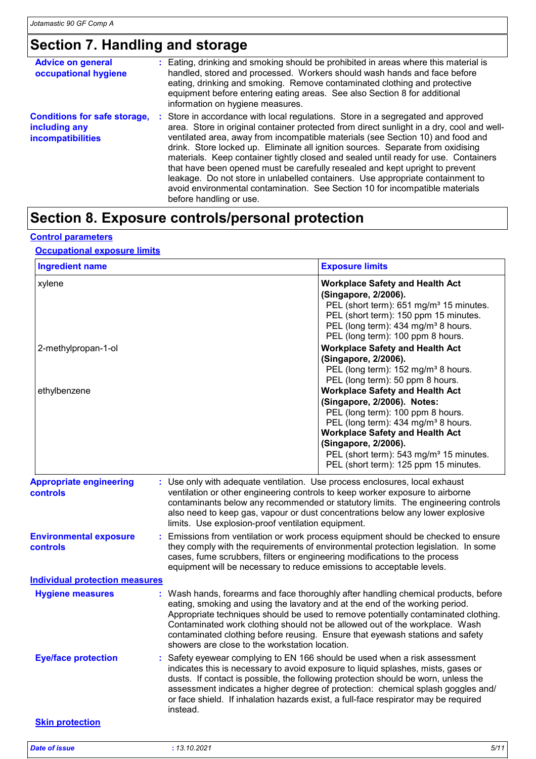## Section 7. Handling and storage

**Advice on general occupational hygiene** : Eating, drinking and smoking should be prohibited in areas where this material is handled, stored and processed. Workers should wash hands and face before eating, drinking and smoking. Remove contaminated clothing and protective equipment before entering eating areas. See also Section 8 for additional information on hygiene measures.

**Conditions for safe storage, including any incompatibilities** : Store in accordance with local regulations. Store in a segregated and approved area. Store in original container protected from direct sunlight in a dry, cool and well-ventilated area, away from incompatible materials (see Section 10) and food and drink. Store locked up. Eliminate all ignition sources. Separate from oxidising materials. Keep container tightly closed and sealed until ready for use. Containers that have been opened must be carefully resealed and kept upright to prevent leakage. Do not store in unlabelled containers. Use appropriate containment to avoid environmental contamination. See Section 10 for incompatible materials before handling or use.

## Section 8. Exposure controls/personal protection

### Control parameters

#### Occupational exposure limits

| Ingredient name | Exposure limits |
|---|---|
| xylene | **Workplace Safety and Health Act (Singapore, 2/2006).**<br>PEL (short term): 651 mg/m³ 15 minutes.<br>PEL (short term): 150 ppm 15 minutes.<br>PEL (long term): 434 mg/m³ 8 hours.<br>PEL (long term): 100 ppm 8 hours. |
| 2-methylpropan-1-ol | **Workplace Safety and Health Act (Singapore, 2/2006).**<br>PEL (long term): 152 mg/m³ 8 hours.<br>PEL (long term): 50 ppm 8 hours. |
| ethylbenzene | **Workplace Safety and Health Act (Singapore, 2/2006). Notes:**<br>PEL (long term): 100 ppm 8 hours.<br>PEL (long term): 434 mg/m³ 8 hours.<br>**Workplace Safety and Health Act (Singapore, 2/2006).**<br>PEL (short term): 543 mg/m³ 15 minutes.<br>PEL (short term): 125 ppm 15 minutes. |

**Appropriate engineering controls** : Use only with adequate ventilation. Use process enclosures, local exhaust ventilation or other engineering controls to keep worker exposure to airborne contaminants below any recommended or statutory limits. The engineering controls also need to keep gas, vapour or dust concentrations below any lower explosive limits. Use explosion-proof ventilation equipment.

**Environmental exposure controls** : Emissions from ventilation or work process equipment should be checked to ensure they comply with the requirements of environmental protection legislation. In some cases, fume scrubbers, filters or engineering modifications to the process equipment will be necessary to reduce emissions to acceptable levels.

### Individual protection measures

**Hygiene measures** : Wash hands, forearms and face thoroughly after handling chemical products, before eating, smoking and using the lavatory and at the end of the working period. Appropriate techniques should be used to remove potentially contaminated clothing. Contaminated work clothing should not be allowed out of the workplace. Wash contaminated clothing before reusing. Ensure that eyewash stations and safety showers are close to the workstation location.

**Eye/face protection** : Safety eyewear complying to EN 166 should be used when a risk assessment indicates this is necessary to avoid exposure to liquid splashes, mists, gases or dusts. If contact is possible, the following protection should be worn, unless the assessment indicates a higher degree of protection: chemical splash goggles and/or face shield. If inhalation hazards exist, a full-face respirator may be required instead.

#### Skin protection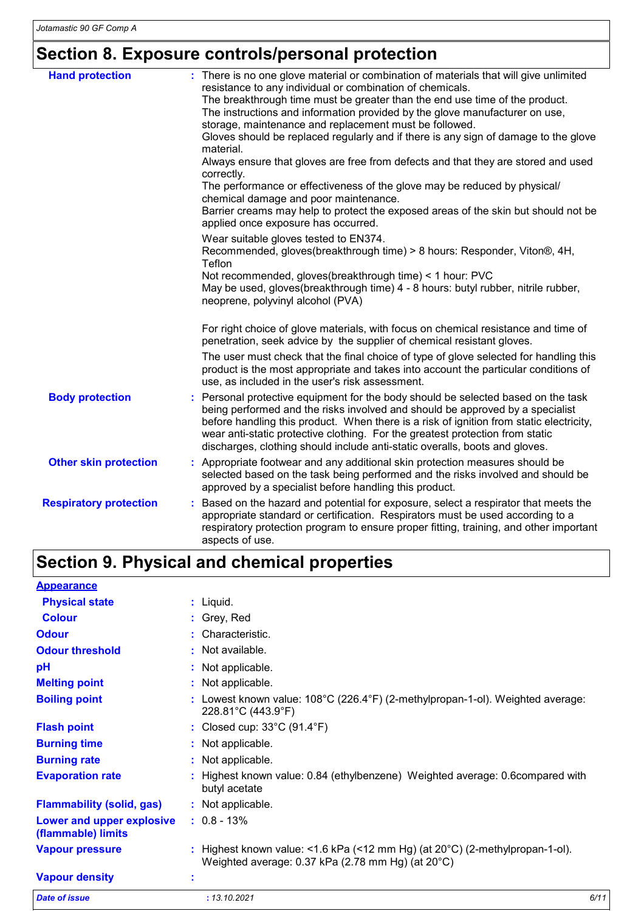## Section 8. Exposure controls/personal protection

**Hand protection** : There is no one glove material or combination of materials that will give unlimited resistance to any individual or combination of chemicals.
The breakthrough time must be greater than the end use time of the product.
The instructions and information provided by the glove manufacturer on use, storage, maintenance and replacement must be followed.
Gloves should be replaced regularly and if there is any sign of damage to the glove material.
Always ensure that gloves are free from defects and that they are stored and used correctly.
The performance or effectiveness of the glove may be reduced by physical/ chemical damage and poor maintenance.
Barrier creams may help to protect the exposed areas of the skin but should not be applied once exposure has occurred.

Wear suitable gloves tested to EN374.
Recommended, gloves(breakthrough time) > 8 hours: Responder, Viton®, 4H, Teflon
Not recommended, gloves(breakthrough time) < 1 hour: PVC
May be used, gloves(breakthrough time) 4 - 8 hours: butyl rubber, nitrile rubber, neoprene, polyvinyl alcohol (PVA)

For right choice of glove materials, with focus on chemical resistance and time of penetration, seek advice by the supplier of chemical resistant gloves.

The user must check that the final choice of type of glove selected for handling this product is the most appropriate and takes into account the particular conditions of use, as included in the user's risk assessment.

**Body protection** : Personal protective equipment for the body should be selected based on the task being performed and the risks involved and should be approved by a specialist before handling this product. When there is a risk of ignition from static electricity, wear anti-static protective clothing. For the greatest protection from static discharges, clothing should include anti-static overalls, boots and gloves.

**Other skin protection** : Appropriate footwear and any additional skin protection measures should be selected based on the task being performed and the risks involved and should be approved by a specialist before handling this product.

**Respiratory protection** : Based on the hazard and potential for exposure, select a respirator that meets the appropriate standard or certification. Respirators must be used according to a respiratory protection program to ensure proper fitting, training, and other important aspects of use.

## Section 9. Physical and chemical properties

**Appearance**

**Physical state** : Liquid.

**Colour** : Grey, Red

**Odour** : Characteristic.

**Odour threshold** : Not available.

**pH** : Not applicable.

**Melting point** : Not applicable.

**Boiling point** : Lowest known value: 108°C (226.4°F) (2-methylpropan-1-ol). Weighted average: 228.81°C (443.9°F)

**Flash point** : Closed cup: 33°C (91.4°F)

**Burning time** : Not applicable.

**Burning rate** : Not applicable.

**Evaporation rate** : Highest known value: 0.84 (ethylbenzene) Weighted average: 0.6compared with butyl acetate

**Flammability (solid, gas)** : Not applicable.

**Lower and upper explosive (flammable) limits** : 0.8 - 13%

**Vapour pressure** : Highest known value: <1.6 kPa (<12 mm Hg) (at 20°C) (2-methylpropan-1-ol). Weighted average: 0.37 kPa (2.78 mm Hg) (at 20°C)

**Vapour density** :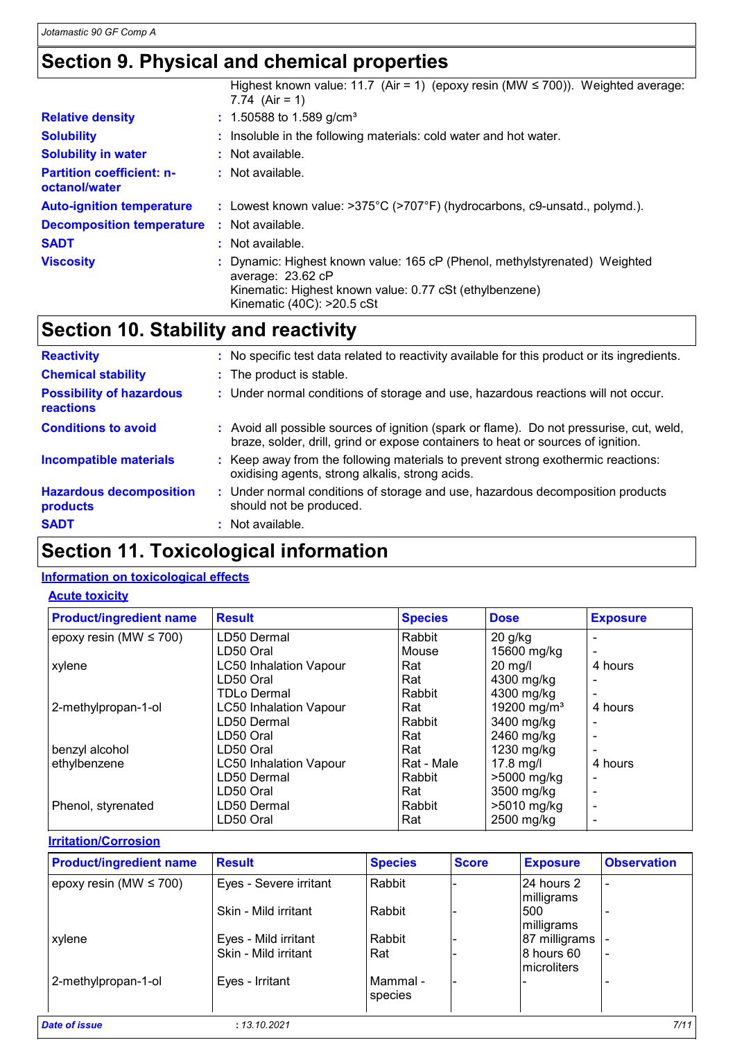## Section 9. Physical and chemical properties

| | | |
|---|---|---|
| | | Highest known value: 11.7 (Air = 1) (epoxy resin (MW ≤ 700)). Weighted average: 7.74 (Air = 1) |
| **Relative density** | : | 1.50588 to 1.589 g/cm³ |
| **Solubility** | : | Insoluble in the following materials: cold water and hot water. |
| **Solubility in water** | : | Not available. |
| **Partition coefficient: n-octanol/water** | : | Not available. |
| **Auto-ignition temperature** | : | Lowest known value: >375°C (>707°F) (hydrocarbons, c9-unsatd., polymd.). |
| **Decomposition temperature** | : | Not available. |
| **SADT** | : | Not available. |
| **Viscosity** | : | Dynamic: Highest known value: 165 cP (Phenol, methylstyrenated) Weighted average: 23.62 cP<br>Kinematic: Highest known value: 0.77 cSt (ethylbenzene)<br>Kinematic (40C): >20.5 cSt |

## Section 10. Stability and reactivity

| | | |
|---|---|---|
| **Reactivity** | : | No specific test data related to reactivity available for this product or its ingredients. |
| **Chemical stability** | : | The product is stable. |
| **Possibility of hazardous reactions** | : | Under normal conditions of storage and use, hazardous reactions will not occur. |
| **Conditions to avoid** | : | Avoid all possible sources of ignition (spark or flame). Do not pressurise, cut, weld, braze, solder, drill, grind or expose containers to heat or sources of ignition. |
| **Incompatible materials** | : | Keep away from the following materials to prevent strong exothermic reactions: oxidising agents, strong alkalis, strong acids. |
| **Hazardous decomposition products** | : | Under normal conditions of storage and use, hazardous decomposition products should not be produced. |
| **SADT** | : | Not available. |

## Section 11. Toxicological information

### Information on toxicological effects

#### Acute toxicity

| Product/ingredient name | Result | Species | Dose | Exposure |
|---|---|---|---|---|
| epoxy resin (MW ≤ 700) | LD50 Dermal | Rabbit | 20 g/kg | - |
| | LD50 Oral | Mouse | 15600 mg/kg | - |
| xylene | LC50 Inhalation Vapour | Rat | 20 mg/l | 4 hours |
| | LD50 Oral | Rat | 4300 mg/kg | - |
| | TDLo Dermal | Rabbit | 4300 mg/kg | - |
| 2-methylpropan-1-ol | LC50 Inhalation Vapour | Rat | 19200 mg/m³ | 4 hours |
| | LD50 Dermal | Rabbit | 3400 mg/kg | - |
| | LD50 Oral | Rat | 2460 mg/kg | - |
| benzyl alcohol | LD50 Oral | Rat | 1230 mg/kg | - |
| ethylbenzene | LC50 Inhalation Vapour | Rat - Male | 17.8 mg/l | 4 hours |
| | LD50 Dermal | Rabbit | >5000 mg/kg | - |
| | LD50 Oral | Rat | 3500 mg/kg | - |
| Phenol, styrenated | LD50 Dermal | Rabbit | >5010 mg/kg | - |
| | LD50 Oral | Rat | 2500 mg/kg | - |

#### Irritation/Corrosion

| Product/ingredient name | Result | Species | Score | Exposure | Observation |
|---|---|---|---|---|---|
| epoxy resin (MW ≤ 700) | Eyes - Severe irritant | Rabbit | - | 24 hours 2 milligrams | - |
| | Skin - Mild irritant | Rabbit | - | 500 milligrams | - |
| xylene | Eyes - Mild irritant | Rabbit | - | 87 milligrams | - |
| | Skin - Mild irritant | Rat | - | 8 hours 60 microliters | - |
| 2-methylpropan-1-ol | Eyes - Irritant | Mammal - species | - | - | - |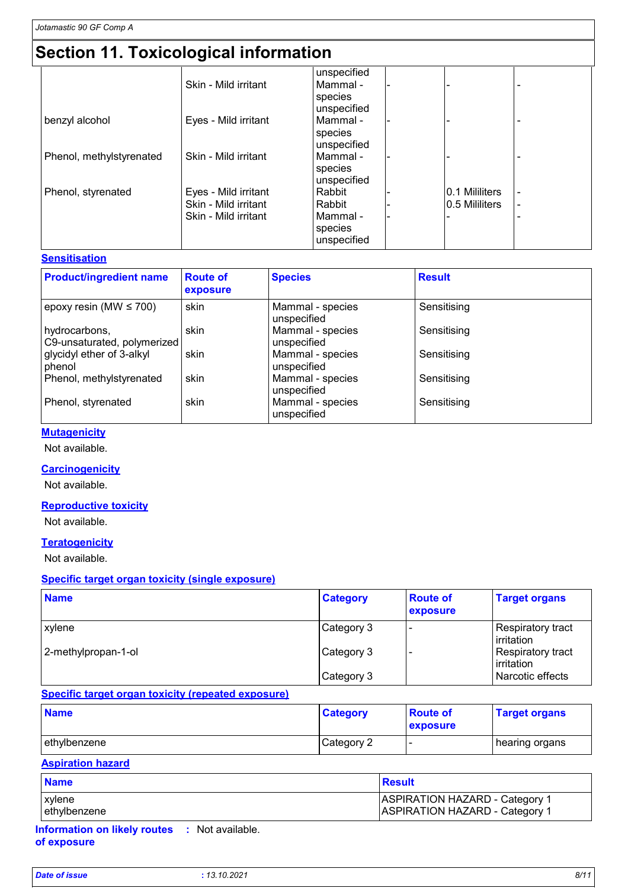# Section 11. Toxicological information

| | | | | | |
|---|---|---|---|---|---|
| | | unspecified | | | |
| | Skin - Mild irritant | Mammal - species unspecified | - | - | - |
| benzyl alcohol | Eyes - Mild irritant | Mammal - species unspecified | - | - | - |
| Phenol, methylstyrenated | Skin - Mild irritant | Mammal - species unspecified | - | - | - |
| Phenol, styrenated | Eyes - Mild irritant | Rabbit | - | 0.1 Mililiters | - |
| | Skin - Mild irritant | Rabbit | - | 0.5 Mililiters | - |
| | Skin - Mild irritant | Mammal - species unspecified | - | - | - |

**Sensitisation**

| Product/ingredient name | Route of exposure | Species | Result |
|---|---|---|---|
| epoxy resin (MW ≤ 700) | skin | Mammal - species unspecified | Sensitising |
| hydrocarbons, C9-unsaturated, polymerized | skin | Mammal - species unspecified | Sensitising |
| glycidyl ether of 3-alkyl phenol | skin | Mammal - species unspecified | Sensitising |
| Phenol, methylstyrenated | skin | Mammal - species unspecified | Sensitising |
| Phenol, styrenated | skin | Mammal - species unspecified | Sensitising |

**Mutagenicity**

Not available.

**Carcinogenicity**

Not available.

**Reproductive toxicity**

Not available.

**Teratogenicity**

Not available.

**Specific target organ toxicity (single exposure)**

| Name | Category | Route of exposure | Target organs |
|---|---|---|---|
| xylene | Category 3 | - | Respiratory tract irritation |
| 2-methylpropan-1-ol | Category 3 | - | Respiratory tract irritation |
| | Category 3 | | Narcotic effects |

**Specific target organ toxicity (repeated exposure)**

| Name | Category | Route of exposure | Target organs |
|---|---|---|---|
| ethylbenzene | Category 2 | - | hearing organs |

**Aspiration hazard**

| Name | Result |
|---|---|
| xylene | ASPIRATION HAZARD - Category 1 |
| ethylbenzene | ASPIRATION HAZARD - Category 1 |

**Information on likely routes of exposure** : Not available.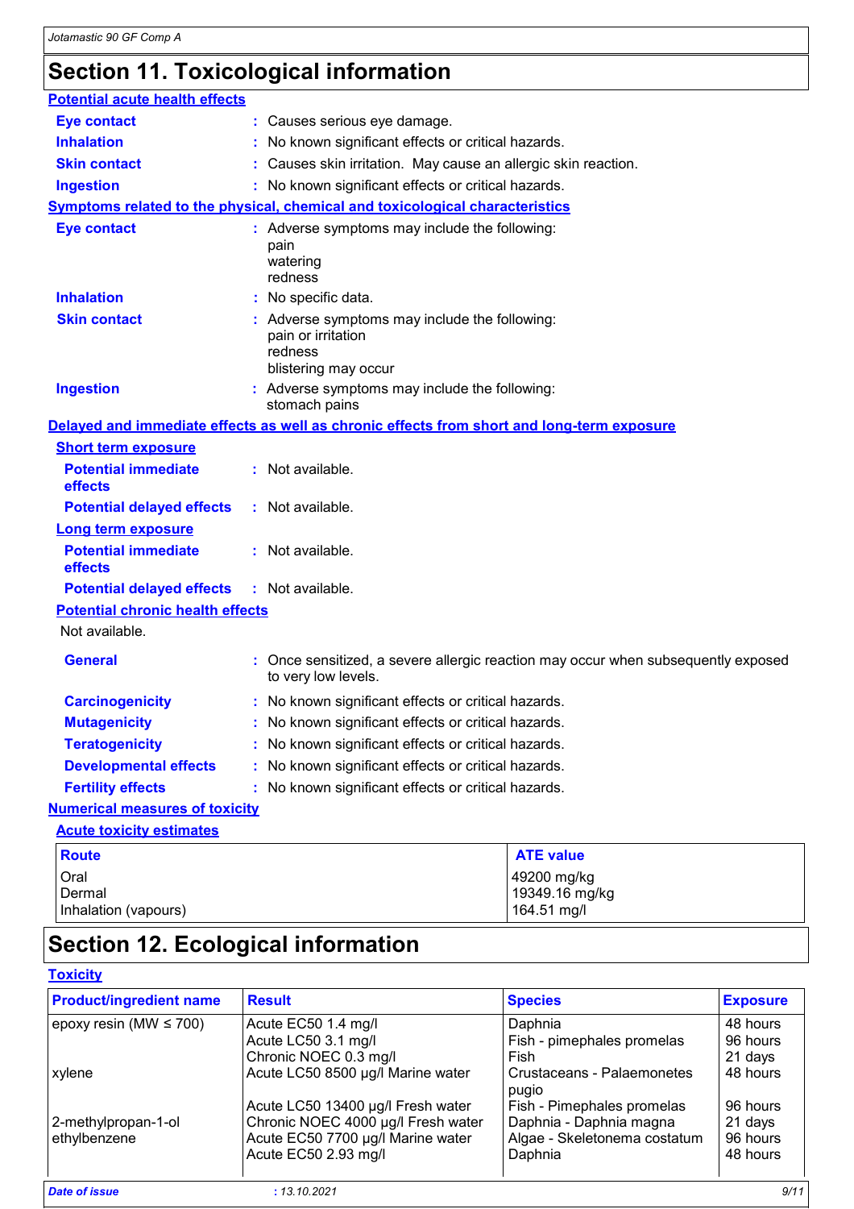# Section 11. Toxicological information

### Potential acute health effects

**Eye contact** : Causes serious eye damage.

**Inhalation** : No known significant effects or critical hazards.

**Skin contact** : Causes skin irritation. May cause an allergic skin reaction.

**Ingestion** : No known significant effects or critical hazards.

### Symptoms related to the physical, chemical and toxicological characteristics

**Eye contact** : Adverse symptoms may include the following:
pain
watering
redness

**Inhalation** : No specific data.

**Skin contact** : Adverse symptoms may include the following:
pain or irritation
redness
blistering may occur

**Ingestion** : Adverse symptoms may include the following:
stomach pains

### Delayed and immediate effects as well as chronic effects from short and long-term exposure

#### Short term exposure

**Potential immediate effects** : Not available.

**Potential delayed effects** : Not available.

#### Long term exposure

**Potential immediate effects** : Not available.

**Potential delayed effects** : Not available.

#### Potential chronic health effects

Not available.

**General** : Once sensitized, a severe allergic reaction may occur when subsequently exposed to very low levels.

**Carcinogenicity** : No known significant effects or critical hazards.

**Mutagenicity** : No known significant effects or critical hazards.

**Teratogenicity** : No known significant effects or critical hazards.

**Developmental effects** : No known significant effects or critical hazards.

**Fertility effects** : No known significant effects or critical hazards.

### Numerical measures of toxicity

#### Acute toxicity estimates

| Route | ATE value |
|---|---|
| Oral | 49200 mg/kg |
| Dermal | 19349.16 mg/kg |
| Inhalation (vapours) | 164.51 mg/l |

# Section 12. Ecological information

### Toxicity

| Product/ingredient name | Result | Species | Exposure |
|---|---|---|---|
| epoxy resin (MW ≤ 700) | Acute EC50 1.4 mg/l | Daphnia | 48 hours |
| | Acute LC50 3.1 mg/l | Fish - pimephales promelas | 96 hours |
| | Chronic NOEC 0.3 mg/l | Fish | 21 days |
| xylene | Acute LC50 8500 µg/l Marine water | Crustaceans - Palaemonetes pugio | 48 hours |
| | Acute LC50 13400 µg/l Fresh water | Fish - Pimephales promelas | 96 hours |
| 2-methylpropan-1-ol | Chronic NOEC 4000 µg/l Fresh water | Daphnia - Daphnia magna | 21 days |
| ethylbenzene | Acute EC50 7700 µg/l Marine water | Algae - Skeletonema costatum | 96 hours |
| | Acute EC50 2.93 mg/l | Daphnia | 48 hours |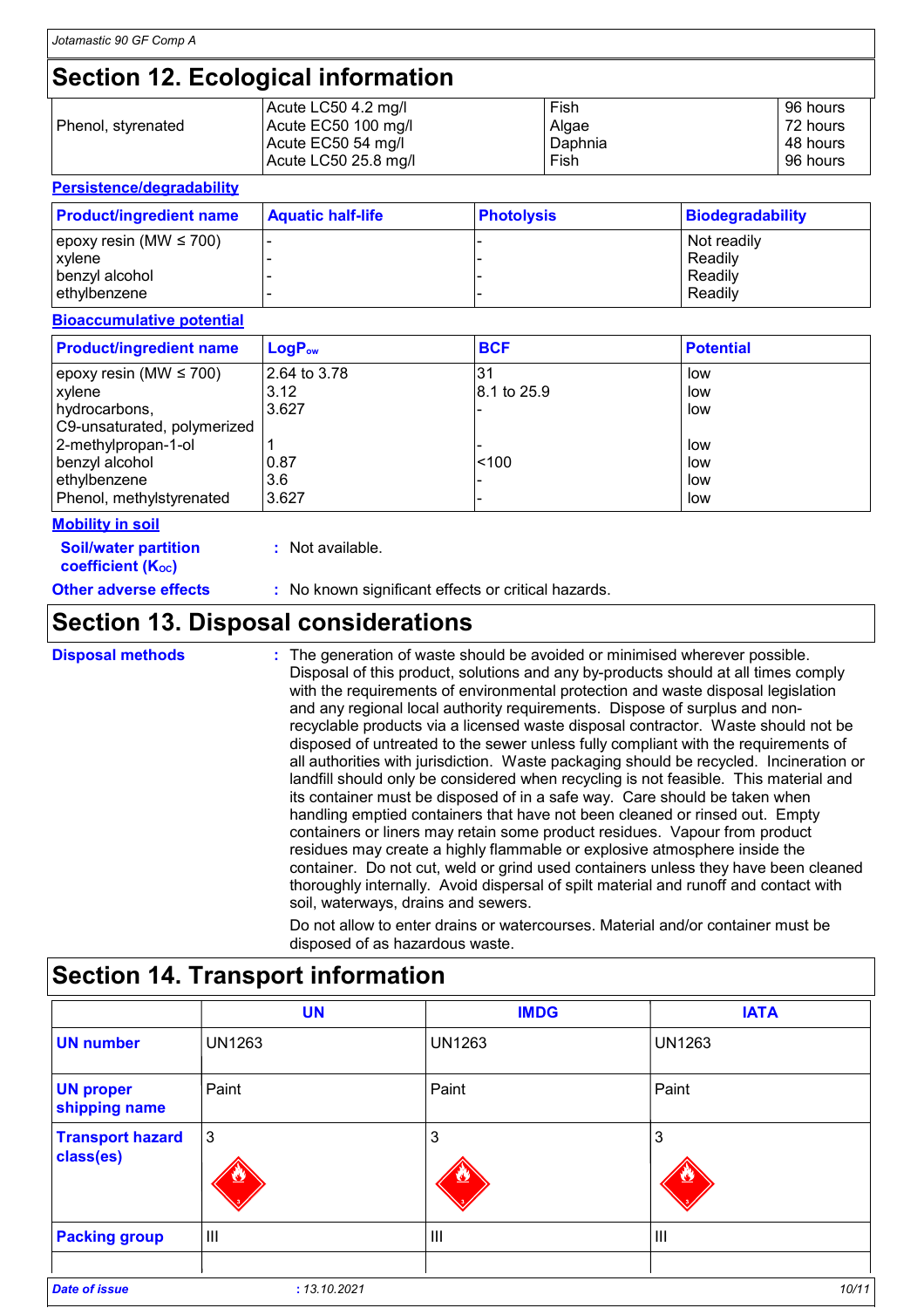## Section 12. Ecological information

| | | | |
|---|---|---|---|
| Phenol, styrenated | Acute LC50 4.2 mg/l<br>Acute EC50 100 mg/l<br>Acute EC50 54 mg/l<br>Acute LC50 25.8 mg/l | Fish<br>Algae<br>Daphnia<br>Fish | 96 hours<br>72 hours<br>48 hours<br>96 hours |

### Persistence/degradability

| Product/ingredient name | Aquatic half-life | Photolysis | Biodegradability |
|---|---|---|---|
| epoxy resin (MW ≤ 700) | - | - | Not readily |
| xylene | - | - | Readily |
| benzyl alcohol | - | - | Readily |
| ethylbenzene | - | - | Readily |

### Bioaccumulative potential

| Product/ingredient name | $LogP_{ow}$ | BCF | Potential |
|---|---|---|---|
| epoxy resin (MW ≤ 700) | 2.64 to 3.78 | 31 | low |
| xylene | 3.12 | 8.1 to 25.9 | low |
| hydrocarbons, C9-unsaturated, polymerized | 3.627 | - | low |
| 2-methylpropan-1-ol | 1 | - | low |
| benzyl alcohol | 0.87 | <100 | low |
| ethylbenzene | 3.6 | - | low |
| Phenol, methylstyrenated | 3.627 | - | low |

### Mobility in soil

**Soil/water partition coefficient ($K_{OC}$)** : Not available.

**Other adverse effects** : No known significant effects or critical hazards.

## Section 13. Disposal considerations

**Disposal methods** : The generation of waste should be avoided or minimised wherever possible. Disposal of this product, solutions and any by-products should at all times comply with the requirements of environmental protection and waste disposal legislation and any regional local authority requirements. Dispose of surplus and non-recyclable products via a licensed waste disposal contractor. Waste should not be disposed of untreated to the sewer unless fully compliant with the requirements of all authorities with jurisdiction. Waste packaging should be recycled. Incineration or landfill should only be considered when recycling is not feasible. This material and its container must be disposed of in a safe way. Care should be taken when handling emptied containers that have not been cleaned or rinsed out. Empty containers or liners may retain some product residues. Vapour from product residues may create a highly flammable or explosive atmosphere inside the container. Do not cut, weld or grind used containers unless they have been cleaned thoroughly internally. Avoid dispersal of spilt material and runoff and contact with soil, waterways, drains and sewers.

Do not allow to enter drains or watercourses. Material and/or container must be disposed of as hazardous waste.

## Section 14. Transport information

| | UN | IMDG | IATA |
|---|---|---|---|
| **UN number** | UN1263 | UN1263 | UN1263 |
| **UN proper shipping name** | Paint | Paint | Paint |
| **Transport hazard class(es)** | 3 | 3 | 3 |
| **Packing group** | III | III | III |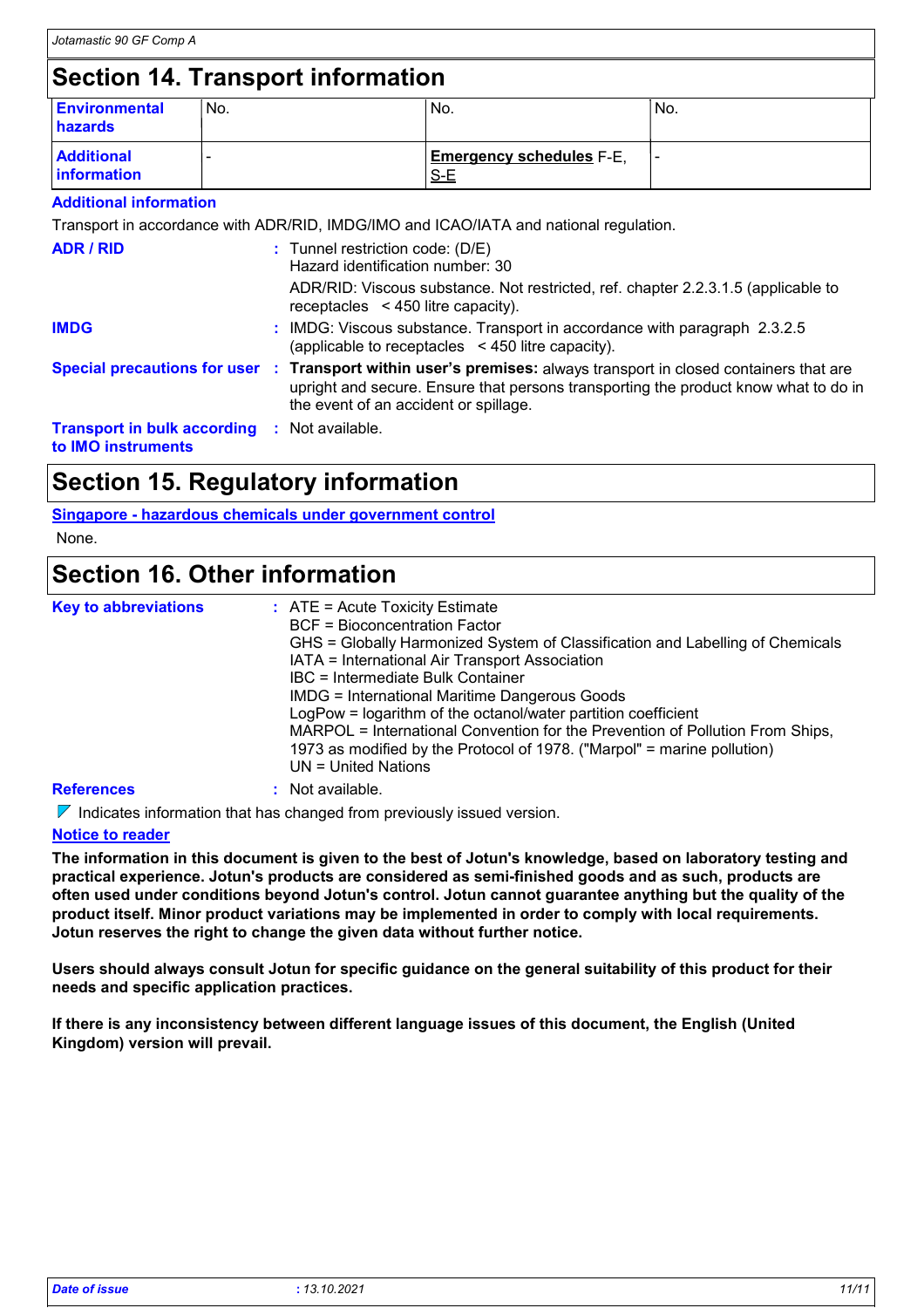## Section 14. Transport information

| | | | |
|---|---|---|---|
| **Environmental hazards** | No. | No. | No. |
| **Additional information** | - | **Emergency schedules** F-E, S-E | - |

**Additional information**

Transport in accordance with ADR/RID, IMDG/IMO and ICAO/IATA and national regulation.

**ADR / RID** : Tunnel restriction code: (D/E)
Hazard identification number: 30

ADR/RID: Viscous substance. Not restricted, ref. chapter 2.2.3.1.5 (applicable to receptacles < 450 litre capacity).

**IMDG** : IMDG: Viscous substance. Transport in accordance with paragraph 2.3.2.5 (applicable to receptacles < 450 litre capacity).

**Special precautions for user** : **Transport within user's premises:** always transport in closed containers that are upright and secure. Ensure that persons transporting the product know what to do in the event of an accident or spillage.

**Transport in bulk according to IMO instruments** : Not available.

## Section 15. Regulatory information

**Singapore - hazardous chemicals under government control**

None.

## Section 16. Other information

**Key to abbreviations** : ATE = Acute Toxicity Estimate
BCF = Bioconcentration Factor
GHS = Globally Harmonized System of Classification and Labelling of Chemicals
IATA = International Air Transport Association
IBC = Intermediate Bulk Container
IMDG = International Maritime Dangerous Goods
LogPow = logarithm of the octanol/water partition coefficient
MARPOL = International Convention for the Prevention of Pollution From Ships, 1973 as modified by the Protocol of 1978. ("Marpol" = marine pollution)
UN = United Nations

**References** : Not available.

Indicates information that has changed from previously issued version.

**Notice to reader**

**The information in this document is given to the best of Jotun's knowledge, based on laboratory testing and practical experience. Jotun's products are considered as semi-finished goods and as such, products are often used under conditions beyond Jotun's control. Jotun cannot guarantee anything but the quality of the product itself. Minor product variations may be implemented in order to comply with local requirements. Jotun reserves the right to change the given data without further notice.**

**Users should always consult Jotun for specific guidance on the general suitability of this product for their needs and specific application practices.**

**If there is any inconsistency between different language issues of this document, the English (United Kingdom) version will prevail.**